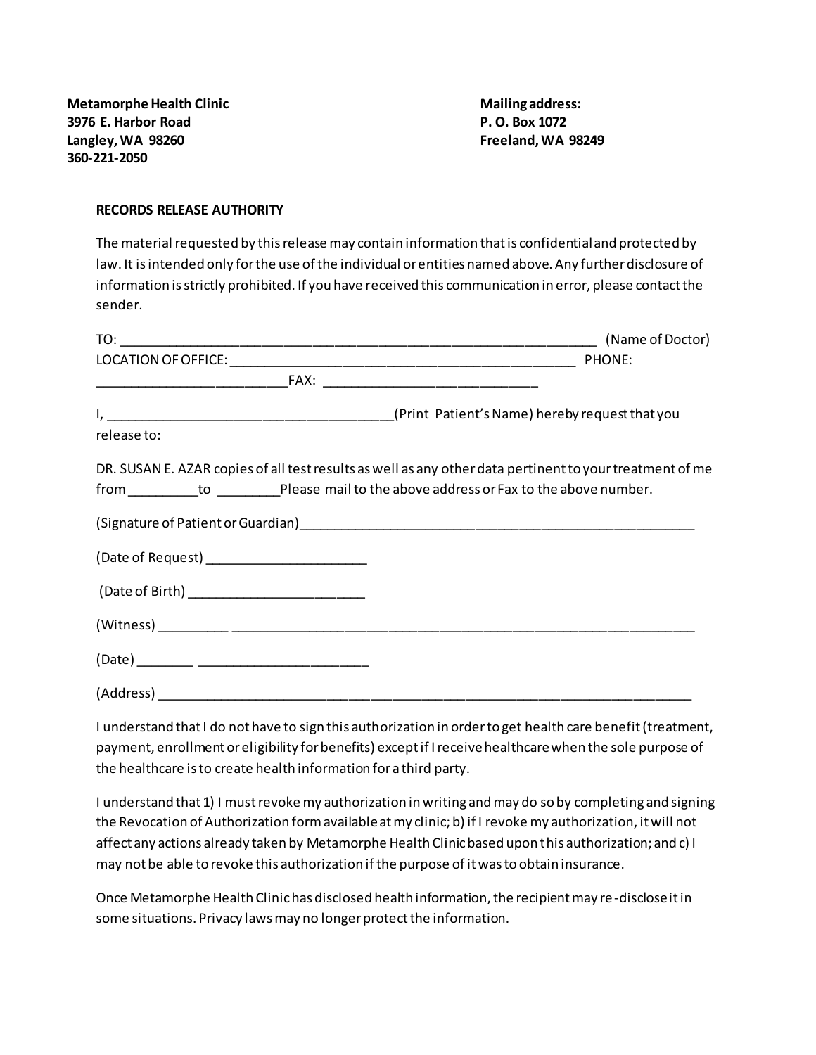**Metamorphe Health Clinic**
**3976 E. Harbor Road**
**Langley, WA 98260**
**360-221-2050**

**Mailing address:**
**P. O. Box 1072**
**Freeland, WA 98249**

**RECORDS RELEASE AUTHORITY**

The material requested by this release may contain information that is confidential and protected by law. It is intended only for the use of the individual or entities named above. Any further disclosure of information is strictly prohibited. If you have received this communication in error, please contact the sender.

TO: ________________________________________________________________ (Name of Doctor)
LOCATION OF OFFICE: ______________________________________________ PHONE: __________________________FAX: ____________________________

I, _____________________________________(Print Patient's Name) hereby request that you release to:

DR. SUSAN E. AZAR copies of all test results as well as any other data pertinent to your treatment of me from _________to ________Please mail to the above address or Fax to the above number.

(Signature of Patient or Guardian)_______________________________________________________

(Date of Request) _____________________

(Date of Birth) _______________________

(Witness) _________ ______________________________________________________________

(Date) _______ _______________________

(Address) ________________________________________________________________________

I understand that I do not have to sign this authorization in order to get health care benefit (treatment, payment, enrollment or eligibility for benefits) except if I receive healthcare when the sole purpose of the healthcare is to create health information for a third party.

I understand that 1) I must revoke my authorization in writing and may do so by completing and signing the Revocation of Authorization form available at my clinic; b) if I revoke my authorization, it will not affect any actions already taken by Metamorphe Health Clinic based upon this authorization; and c) I may not be able to revoke this authorization if the purpose of it was to obtain insurance.

Once Metamorphe Health Clinic has disclosed health information, the recipient may re-disclose it in some situations. Privacy laws may no longer protect the information.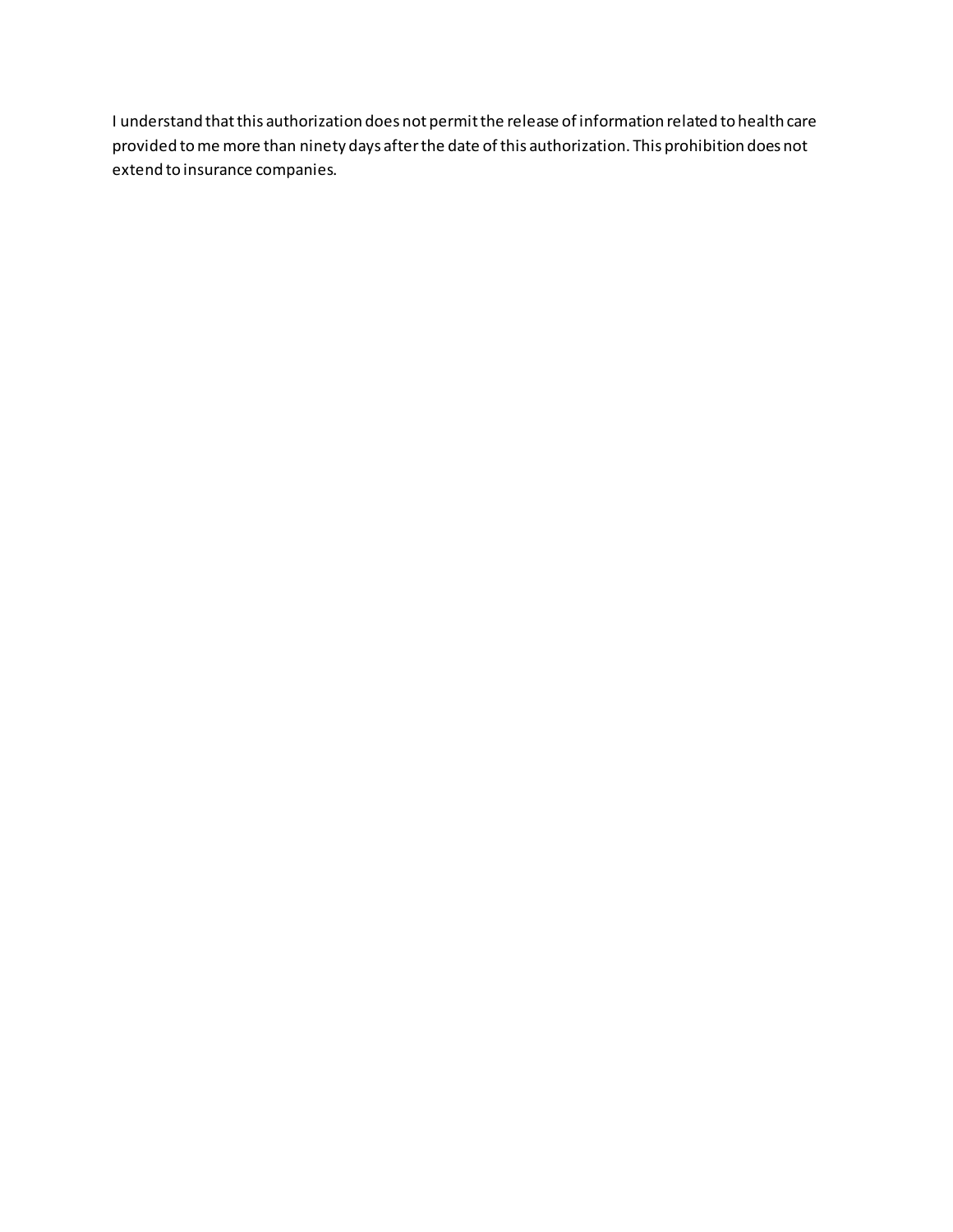I understand that this authorization does not permit the release of information related to health care provided to me more than ninety days after the date of this authorization. This prohibition does not extend to insurance companies.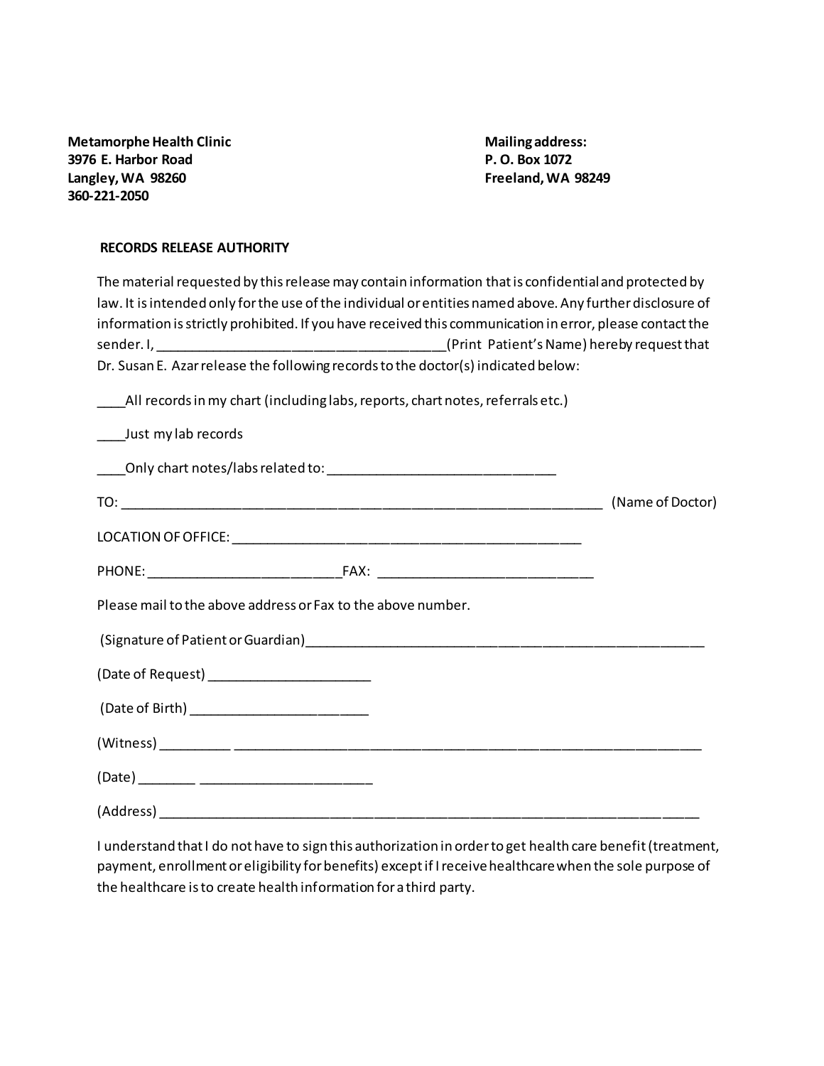**Metamorphe Health Clinic**
**3976 E. Harbor Road**
**Langley, WA 98260**
**360-221-2050**

**Mailing address:**
**P. O. Box 1072**
**Freeland, WA 98249**

**RECORDS RELEASE AUTHORITY**

The material requested by this release may contain information that is confidential and protected by law. It is intended only for the use of the individual or entities named above. Any further disclosure of information is strictly prohibited. If you have received this communication in error, please contact the sender. I, ______________________________________(Print Patient's Name) hereby request that Dr. Susan E. Azar release the following records to the doctor(s) indicated below:

____All records in my chart (including labs, reports, chart notes, referrals etc.)

____Just my lab records

____Only chart notes/labs related to: ______________________________

TO: _________________________________________________________________ (Name of Doctor)

LOCATION OF OFFICE: ______________________________________________

PHONE: _________________________FAX: ____________________________

Please mail to the above address or Fax to the above number.

(Signature of Patient or Guardian)____________________________________________________

(Date of Request) _____________________

(Date of Birth) _______________________

(Witness) _________ ______________________________________________________________

(Date) _______ ______________________

(Address) _________________________________________________________________________

I understand that I do not have to sign this authorization in order to get health care benefit (treatment, payment, enrollment or eligibility for benefits) except if I receive healthcare when the sole purpose of the healthcare is to create health information for a third party.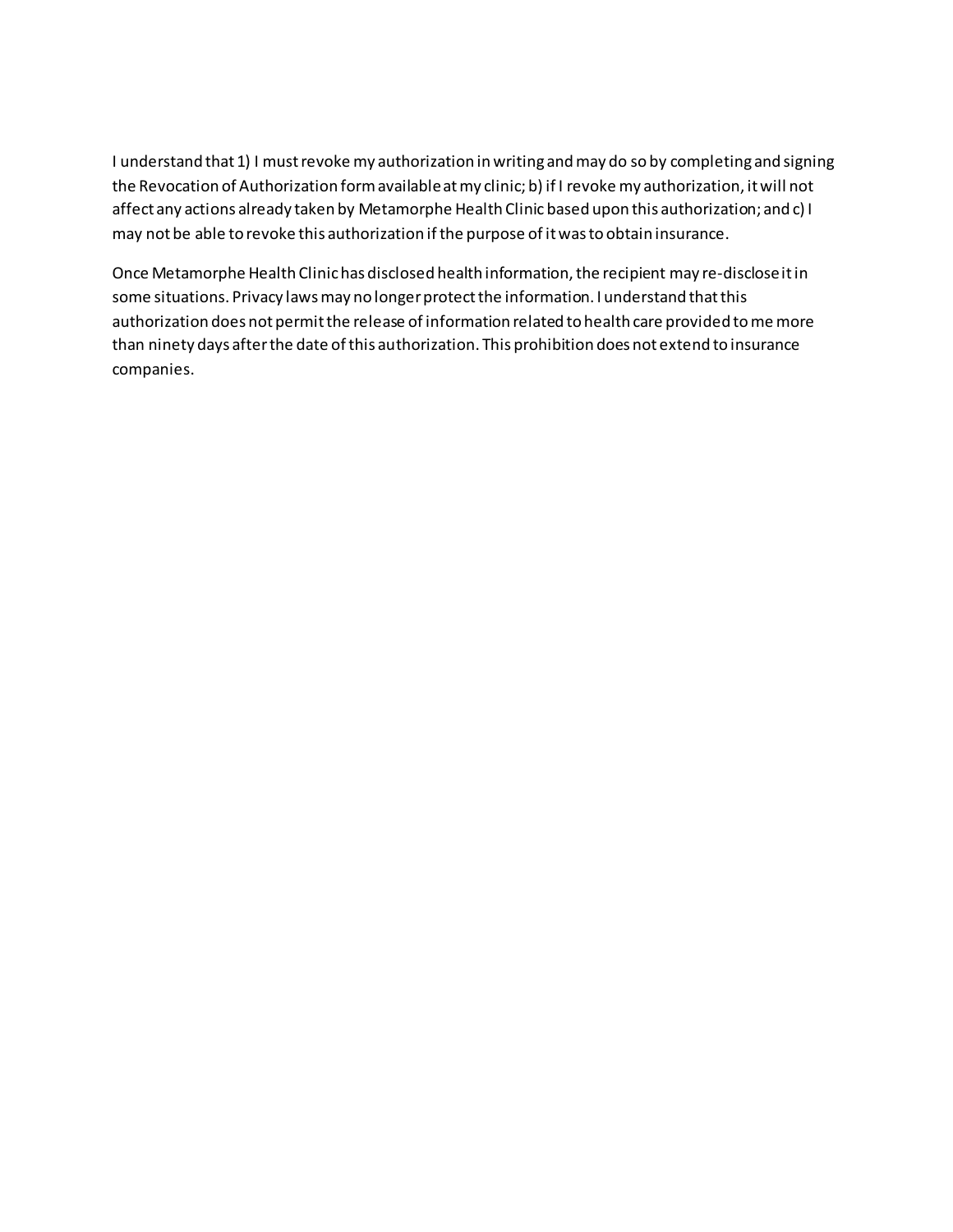I understand that 1) I must revoke my authorization in writing and may do so by completing and signing the Revocation of Authorization form available at my clinic; b) if I revoke my authorization, it will not affect any actions already taken by Metamorphe Health Clinic based upon this authorization; and c) I may not be able to revoke this authorization if the purpose of it was to obtain insurance.

Once Metamorphe Health Clinic has disclosed health information, the recipient may re-disclose it in some situations. Privacy laws may no longer protect the information. I understand that this authorization does not permit the release of information related to health care provided to me more than ninety days after the date of this authorization. This prohibition does not extend to insurance companies.